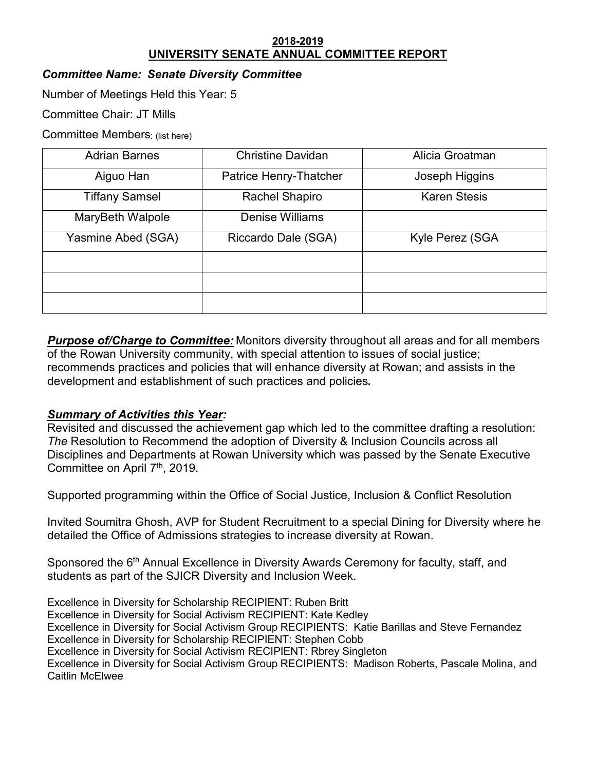**2018-2019**
**UNIVERSITY SENATE ANNUAL COMMITTEE REPORT**

***Committee Name: Senate Diversity Committee***

Number of Meetings Held this Year: 5

Committee Chair: JT Mills

Committee Members: (list here)

| | | |
|---|---|---|
| Adrian Barnes | Christine Davidan | Alicia Groatman |
| Aiguo Han | Patrice Henry-Thatcher | Joseph Higgins |
| Tiffany Samsel | Rachel Shapiro | Karen Stesis |
| MaryBeth Walpole | Denise Williams | |
| Yasmine Abed (SGA) | Riccardo Dale (SGA) | Kyle Perez (SGA |
| | | |
| | | |
| | | |

***Purpose of/Charge to Committee:*** Monitors diversity throughout all areas and for all members of the Rowan University community, with special attention to issues of social justice; recommends practices and policies that will enhance diversity at Rowan; and assists in the development and establishment of such practices and policies**.**

***Summary of Activities this Year:***

Revisited and discussed the achievement gap which led to the committee drafting a resolution: *The* Resolution to Recommend the adoption of Diversity & Inclusion Councils across all Disciplines and Departments at Rowan University which was passed by the Senate Executive Committee on April 7th, 2019.

Supported programming within the Office of Social Justice, Inclusion & Conflict Resolution

Invited Soumitra Ghosh, AVP for Student Recruitment to a special Dining for Diversity where he detailed the Office of Admissions strategies to increase diversity at Rowan.

Sponsored the 6th Annual Excellence in Diversity Awards Ceremony for faculty, staff, and students as part of the SJICR Diversity and Inclusion Week.

Excellence in Diversity for Scholarship RECIPIENT: Ruben Britt
Excellence in Diversity for Social Activism RECIPIENT: Kate Kedley
Excellence in Diversity for Social Activism Group RECIPIENTS: Katie Barillas and Steve Fernandez
Excellence in Diversity for Scholarship RECIPIENT: Stephen Cobb
Excellence in Diversity for Social Activism RECIPIENT: Rbrey Singleton
Excellence in Diversity for Social Activism Group RECIPIENTS: Madison Roberts, Pascale Molina, and Caitlin McElwee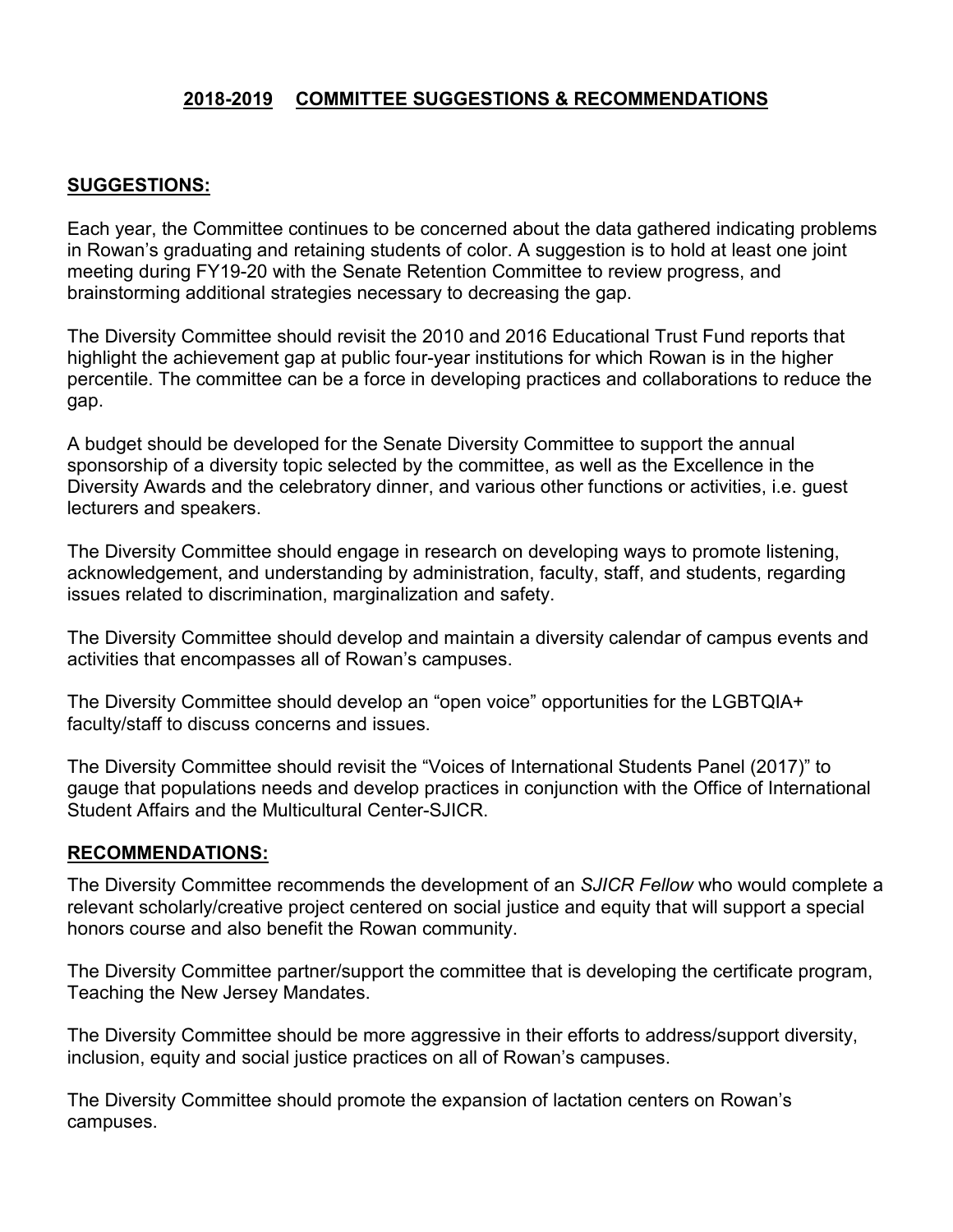## 2018-2019 COMMITTEE SUGGESTIONS & RECOMMENDATIONS

### SUGGESTIONS:

Each year, the Committee continues to be concerned about the data gathered indicating problems in Rowan's graduating and retaining students of color. A suggestion is to hold at least one joint meeting during FY19-20 with the Senate Retention Committee to review progress, and brainstorming additional strategies necessary to decreasing the gap.

The Diversity Committee should revisit the 2010 and 2016 Educational Trust Fund reports that highlight the achievement gap at public four-year institutions for which Rowan is in the higher percentile. The committee can be a force in developing practices and collaborations to reduce the gap.

A budget should be developed for the Senate Diversity Committee to support the annual sponsorship of a diversity topic selected by the committee, as well as the Excellence in the Diversity Awards and the celebratory dinner, and various other functions or activities, i.e. guest lecturers and speakers.

The Diversity Committee should engage in research on developing ways to promote listening, acknowledgement, and understanding by administration, faculty, staff, and students, regarding issues related to discrimination, marginalization and safety.

The Diversity Committee should develop and maintain a diversity calendar of campus events and activities that encompasses all of Rowan's campuses.

The Diversity Committee should develop an "open voice" opportunities for the LGBTQIA+ faculty/staff to discuss concerns and issues.

The Diversity Committee should revisit the "Voices of International Students Panel (2017)" to gauge that populations needs and develop practices in conjunction with the Office of International Student Affairs and the Multicultural Center-SJICR.

### RECOMMENDATIONS:

The Diversity Committee recommends the development of an *SJICR Fellow* who would complete a relevant scholarly/creative project centered on social justice and equity that will support a special honors course and also benefit the Rowan community.

The Diversity Committee partner/support the committee that is developing the certificate program, Teaching the New Jersey Mandates.

The Diversity Committee should be more aggressive in their efforts to address/support diversity, inclusion, equity and social justice practices on all of Rowan's campuses.

The Diversity Committee should promote the expansion of lactation centers on Rowan's campuses.